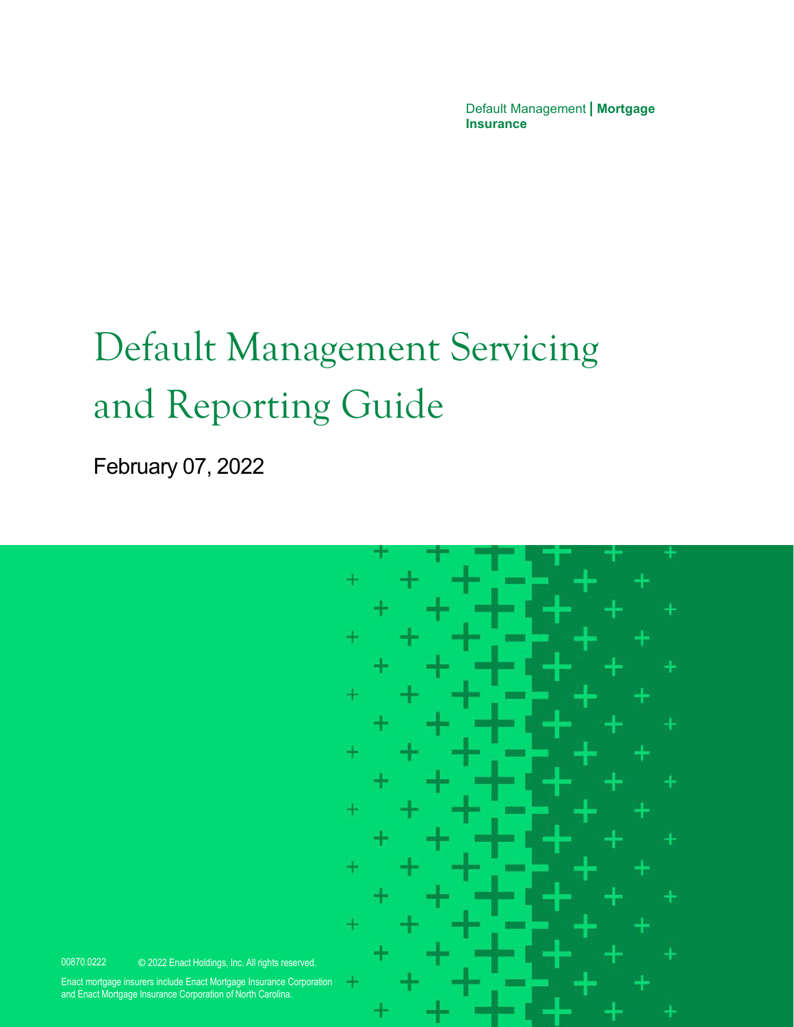Default Management | **Mortgage Insurance**

# Default Management Servicing and Reporting Guide

February 07, 2022

00870.0222 © 2022 Enact Holdings, Inc. All rights reserved.

Enact mortgage insurers include Enact Mortgage Insurance Corporation and Enact Mortgage Insurance Corporation of North Carolina.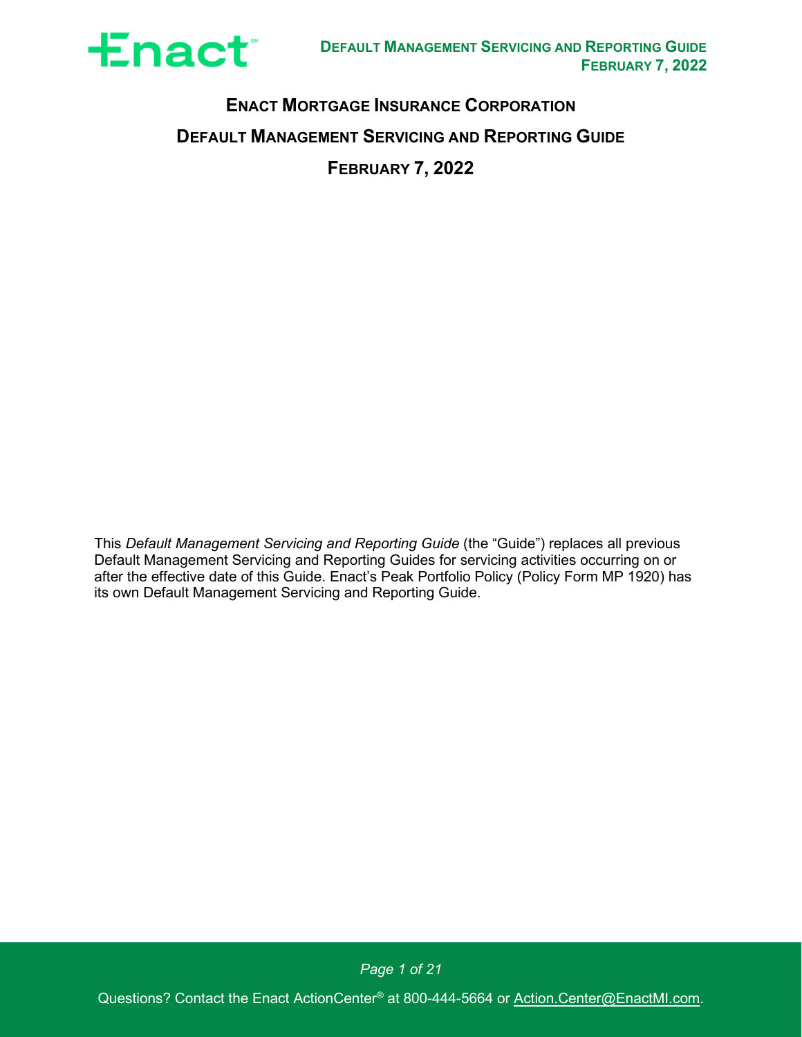# Enact Mortgage Insurance Corporation

## Default Management Servicing and Reporting Guide

## February 7, 2022

This *Default Management Servicing and Reporting Guide* (the "Guide") replaces all previous Default Management Servicing and Reporting Guides for servicing activities occurring on or after the effective date of this Guide. Enact's Peak Portfolio Policy (Policy Form MP 1920) has its own Default Management Servicing and Reporting Guide.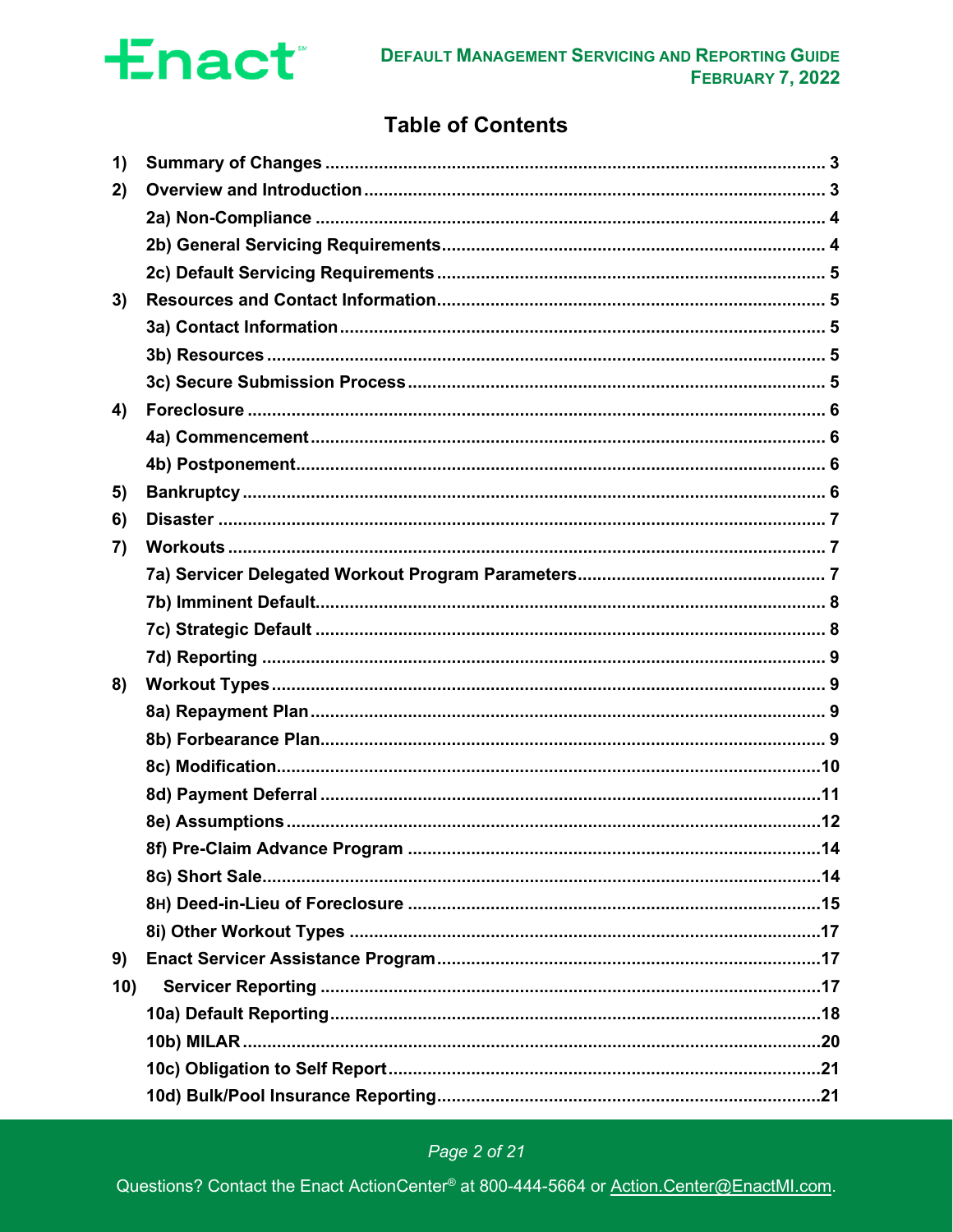# Table of Contents

1) Summary of Changes ... 3
2) Overview and Introduction ... 3
   - 2a) Non-Compliance ... 4
   - 2b) General Servicing Requirements ... 4
   - 2c) Default Servicing Requirements ... 5
3) Resources and Contact Information ... 5
   - 3a) Contact Information ... 5
   - 3b) Resources ... 5
   - 3c) Secure Submission Process ... 5
4) Foreclosure ... 6
   - 4a) Commencement ... 6
   - 4b) Postponement ... 6
5) Bankruptcy ... 6
6) Disaster ... 7
7) Workouts ... 7
   - 7a) Servicer Delegated Workout Program Parameters ... 7
   - 7b) Imminent Default ... 8
   - 7c) Strategic Default ... 8
   - 7d) Reporting ... 9
8) Workout Types ... 9
   - 8a) Repayment Plan ... 9
   - 8b) Forbearance Plan ... 9
   - 8c) Modification ... 10
   - 8d) Payment Deferral ... 11
   - 8e) Assumptions ... 12
   - 8f) Pre-Claim Advance Program ... 14
   - 8G) Short Sale ... 14
   - 8H) Deed-in-Lieu of Foreclosure ... 15
   - 8i) Other Workout Types ... 17
9) Enact Servicer Assistance Program ... 17
10) Servicer Reporting ... 17
   - 10a) Default Reporting ... 18
   - 10b) MILAR ... 20
   - 10c) Obligation to Self Report ... 21
   - 10d) Bulk/Pool Insurance Reporting ... 21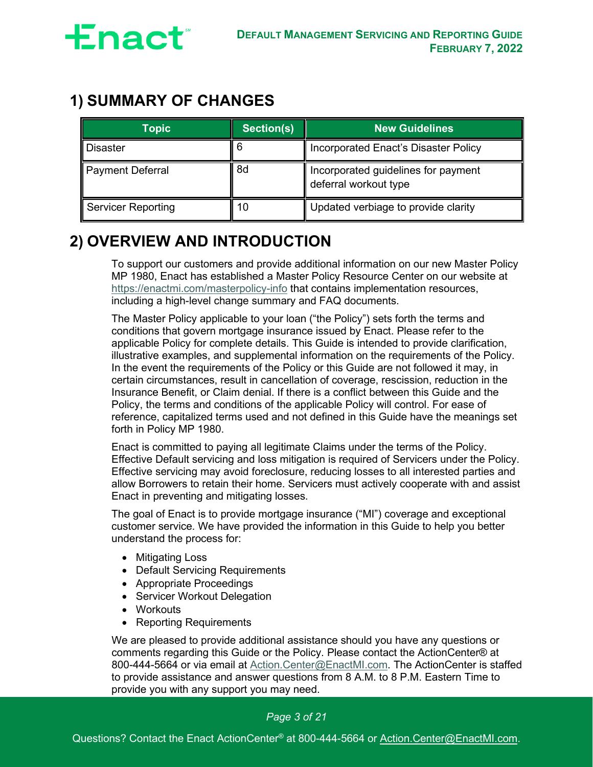# 1) SUMMARY OF CHANGES

| Topic | Section(s) | New Guidelines |
|---|---|---|
| Disaster | 6 | Incorporated Enact's Disaster Policy |
| Payment Deferral | 8d | Incorporated guidelines for payment deferral workout type |
| Servicer Reporting | 10 | Updated verbiage to provide clarity |

# 2) OVERVIEW AND INTRODUCTION

To support our customers and provide additional information on our new Master Policy MP 1980, Enact has established a Master Policy Resource Center on our website at https://enactmi.com/masterpolicy-info that contains implementation resources, including a high-level change summary and FAQ documents.

The Master Policy applicable to your loan ("the Policy") sets forth the terms and conditions that govern mortgage insurance issued by Enact. Please refer to the applicable Policy for complete details. This Guide is intended to provide clarification, illustrative examples, and supplemental information on the requirements of the Policy. In the event the requirements of the Policy or this Guide are not followed it may, in certain circumstances, result in cancellation of coverage, rescission, reduction in the Insurance Benefit, or Claim denial. If there is a conflict between this Guide and the Policy, the terms and conditions of the applicable Policy will control. For ease of reference, capitalized terms used and not defined in this Guide have the meanings set forth in Policy MP 1980.

Enact is committed to paying all legitimate Claims under the terms of the Policy. Effective Default servicing and loss mitigation is required of Servicers under the Policy. Effective servicing may avoid foreclosure, reducing losses to all interested parties and allow Borrowers to retain their home. Servicers must actively cooperate with and assist Enact in preventing and mitigating losses.

The goal of Enact is to provide mortgage insurance ("MI") coverage and exceptional customer service. We have provided the information in this Guide to help you better understand the process for:

- Mitigating Loss
- Default Servicing Requirements
- Appropriate Proceedings
- Servicer Workout Delegation
- Workouts
- Reporting Requirements

We are pleased to provide additional assistance should you have any questions or comments regarding this Guide or the Policy. Please contact the ActionCenter® at 800-444-5664 or via email at Action.Center@EnactMI.com. The ActionCenter is staffed to provide assistance and answer questions from 8 A.M. to 8 P.M. Eastern Time to provide you with any support you may need.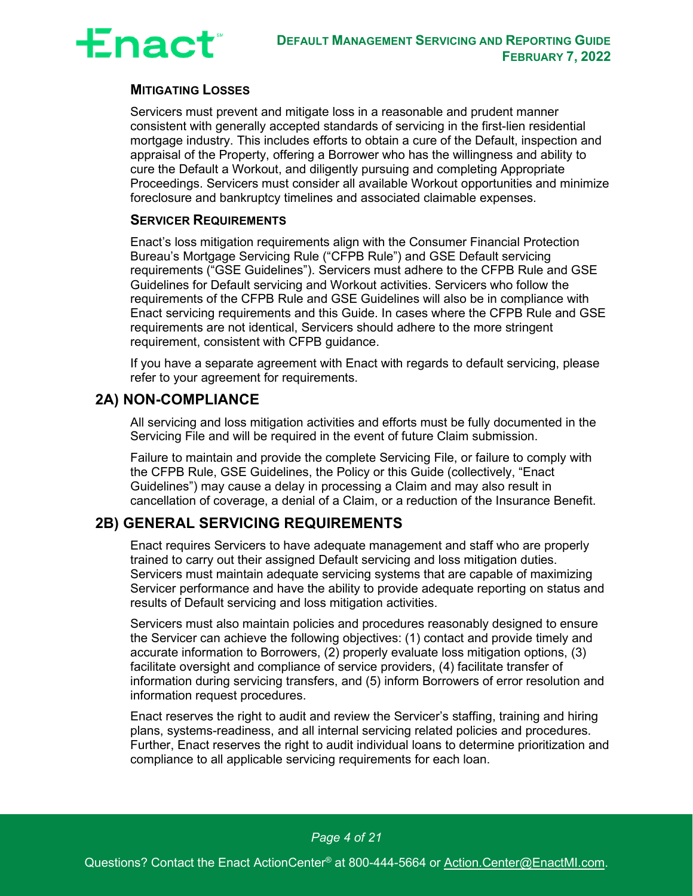### Mitigating Losses

Servicers must prevent and mitigate loss in a reasonable and prudent manner consistent with generally accepted standards of servicing in the first-lien residential mortgage industry. This includes efforts to obtain a cure of the Default, inspection and appraisal of the Property, offering a Borrower who has the willingness and ability to cure the Default a Workout, and diligently pursuing and completing Appropriate Proceedings. Servicers must consider all available Workout opportunities and minimize foreclosure and bankruptcy timelines and associated claimable expenses.

### Servicer Requirements

Enact's loss mitigation requirements align with the Consumer Financial Protection Bureau's Mortgage Servicing Rule ("CFPB Rule") and GSE Default servicing requirements ("GSE Guidelines"). Servicers must adhere to the CFPB Rule and GSE Guidelines for Default servicing and Workout activities. Servicers who follow the requirements of the CFPB Rule and GSE Guidelines will also be in compliance with Enact servicing requirements and this Guide. In cases where the CFPB Rule and GSE requirements are not identical, Servicers should adhere to the more stringent requirement, consistent with CFPB guidance.

If you have a separate agreement with Enact with regards to default servicing, please refer to your agreement for requirements.

## 2A) NON-COMPLIANCE

All servicing and loss mitigation activities and efforts must be fully documented in the Servicing File and will be required in the event of future Claim submission.

Failure to maintain and provide the complete Servicing File, or failure to comply with the CFPB Rule, GSE Guidelines, the Policy or this Guide (collectively, "Enact Guidelines") may cause a delay in processing a Claim and may also result in cancellation of coverage, a denial of a Claim, or a reduction of the Insurance Benefit.

## 2B) GENERAL SERVICING REQUIREMENTS

Enact requires Servicers to have adequate management and staff who are properly trained to carry out their assigned Default servicing and loss mitigation duties. Servicers must maintain adequate servicing systems that are capable of maximizing Servicer performance and have the ability to provide adequate reporting on status and results of Default servicing and loss mitigation activities.

Servicers must also maintain policies and procedures reasonably designed to ensure the Servicer can achieve the following objectives: (1) contact and provide timely and accurate information to Borrowers, (2) properly evaluate loss mitigation options, (3) facilitate oversight and compliance of service providers, (4) facilitate transfer of information during servicing transfers, and (5) inform Borrowers of error resolution and information request procedures.

Enact reserves the right to audit and review the Servicer's staffing, training and hiring plans, systems-readiness, and all internal servicing related policies and procedures. Further, Enact reserves the right to audit individual loans to determine prioritization and compliance to all applicable servicing requirements for each loan.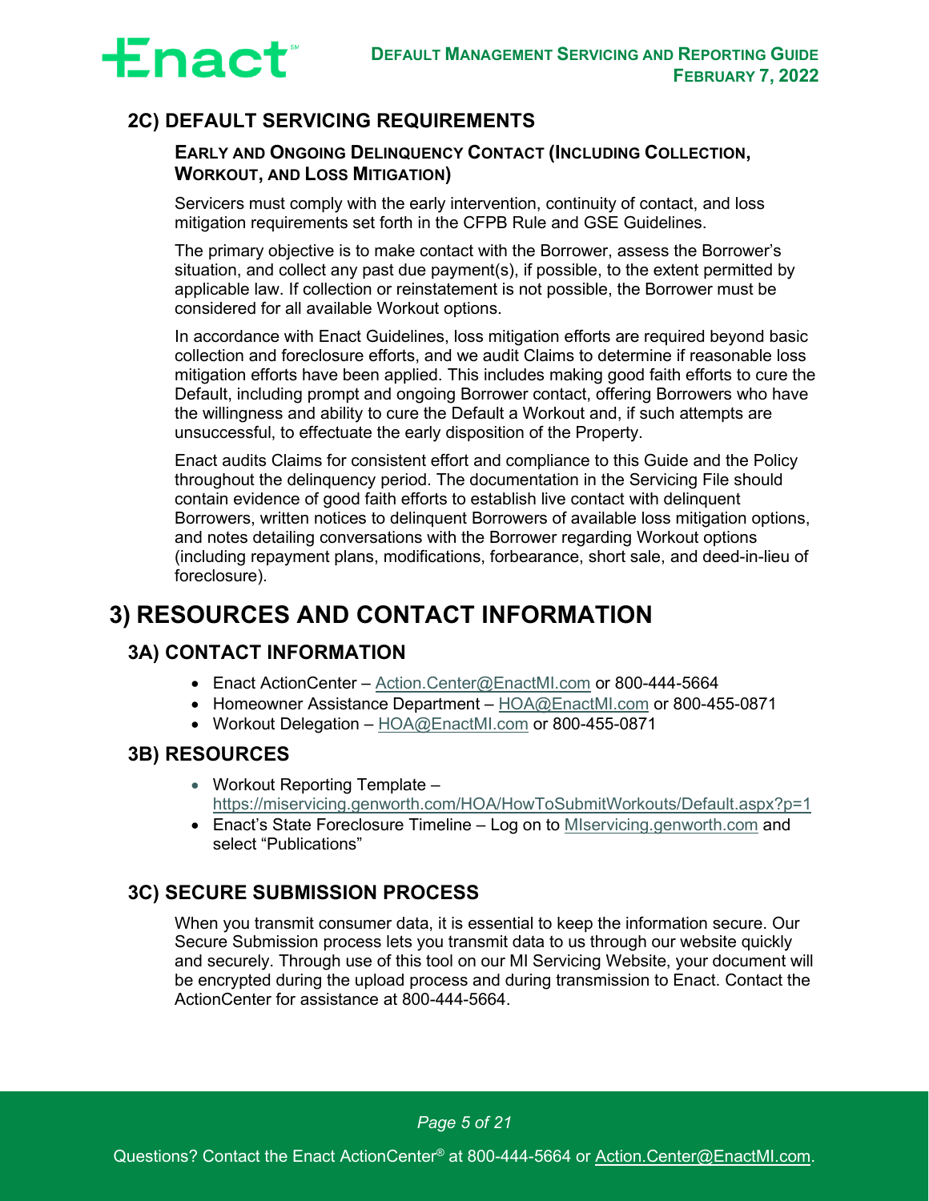## 2C) DEFAULT SERVICING REQUIREMENTS

### EARLY AND ONGOING DELINQUENCY CONTACT (INCLUDING COLLECTION, WORKOUT, AND LOSS MITIGATION)

Servicers must comply with the early intervention, continuity of contact, and loss mitigation requirements set forth in the CFPB Rule and GSE Guidelines.

The primary objective is to make contact with the Borrower, assess the Borrower's situation, and collect any past due payment(s), if possible, to the extent permitted by applicable law. If collection or reinstatement is not possible, the Borrower must be considered for all available Workout options.

In accordance with Enact Guidelines, loss mitigation efforts are required beyond basic collection and foreclosure efforts, and we audit Claims to determine if reasonable loss mitigation efforts have been applied. This includes making good faith efforts to cure the Default, including prompt and ongoing Borrower contact, offering Borrowers who have the willingness and ability to cure the Default a Workout and, if such attempts are unsuccessful, to effectuate the early disposition of the Property.

Enact audits Claims for consistent effort and compliance to this Guide and the Policy throughout the delinquency period. The documentation in the Servicing File should contain evidence of good faith efforts to establish live contact with delinquent Borrowers, written notices to delinquent Borrowers of available loss mitigation options, and notes detailing conversations with the Borrower regarding Workout options (including repayment plans, modifications, forbearance, short sale, and deed-in-lieu of foreclosure).

# 3) RESOURCES AND CONTACT INFORMATION

## 3A) CONTACT INFORMATION

- Enact ActionCenter – Action.Center@EnactMI.com or 800-444-5664
- Homeowner Assistance Department – HOA@EnactMI.com or 800-455-0871
- Workout Delegation – HOA@EnactMI.com or 800-455-0871

## 3B) RESOURCES

- Workout Reporting Template – https://miservicing.genworth.com/HOA/HowToSubmitWorkouts/Default.aspx?p=1
- Enact's State Foreclosure Timeline – Log on to MIservicing.genworth.com and select "Publications"

## 3C) SECURE SUBMISSION PROCESS

When you transmit consumer data, it is essential to keep the information secure. Our Secure Submission process lets you transmit data to us through our website quickly and securely. Through use of this tool on our MI Servicing Website, your document will be encrypted during the upload process and during transmission to Enact. Contact the ActionCenter for assistance at 800-444-5664.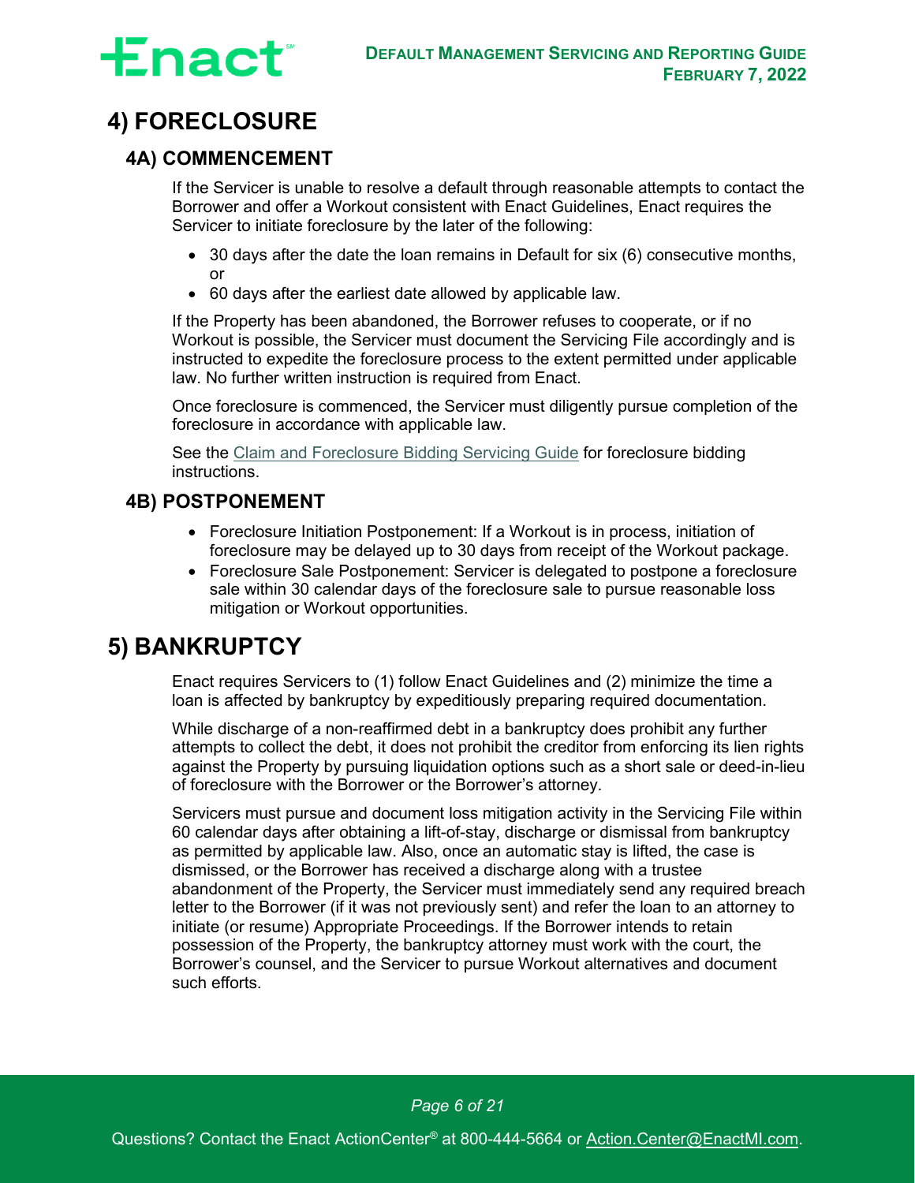# 4) FORECLOSURE

## 4A) COMMENCEMENT

If the Servicer is unable to resolve a default through reasonable attempts to contact the Borrower and offer a Workout consistent with Enact Guidelines, Enact requires the Servicer to initiate foreclosure by the later of the following:

- 30 days after the date the loan remains in Default for six (6) consecutive months, or
- 60 days after the earliest date allowed by applicable law.

If the Property has been abandoned, the Borrower refuses to cooperate, or if no Workout is possible, the Servicer must document the Servicing File accordingly and is instructed to expedite the foreclosure process to the extent permitted under applicable law. No further written instruction is required from Enact.

Once foreclosure is commenced, the Servicer must diligently pursue completion of the foreclosure in accordance with applicable law.

See the Claim and Foreclosure Bidding Servicing Guide for foreclosure bidding instructions.

## 4B) POSTPONEMENT

- Foreclosure Initiation Postponement: If a Workout is in process, initiation of foreclosure may be delayed up to 30 days from receipt of the Workout package.
- Foreclosure Sale Postponement: Servicer is delegated to postpone a foreclosure sale within 30 calendar days of the foreclosure sale to pursue reasonable loss mitigation or Workout opportunities.

# 5) BANKRUPTCY

Enact requires Servicers to (1) follow Enact Guidelines and (2) minimize the time a loan is affected by bankruptcy by expeditiously preparing required documentation.

While discharge of a non-reaffirmed debt in a bankruptcy does prohibit any further attempts to collect the debt, it does not prohibit the creditor from enforcing its lien rights against the Property by pursuing liquidation options such as a short sale or deed-in-lieu of foreclosure with the Borrower or the Borrower's attorney.

Servicers must pursue and document loss mitigation activity in the Servicing File within 60 calendar days after obtaining a lift-of-stay, discharge or dismissal from bankruptcy as permitted by applicable law. Also, once an automatic stay is lifted, the case is dismissed, or the Borrower has received a discharge along with a trustee abandonment of the Property, the Servicer must immediately send any required breach letter to the Borrower (if it was not previously sent) and refer the loan to an attorney to initiate (or resume) Appropriate Proceedings. If the Borrower intends to retain possession of the Property, the bankruptcy attorney must work with the court, the Borrower's counsel, and the Servicer to pursue Workout alternatives and document such efforts.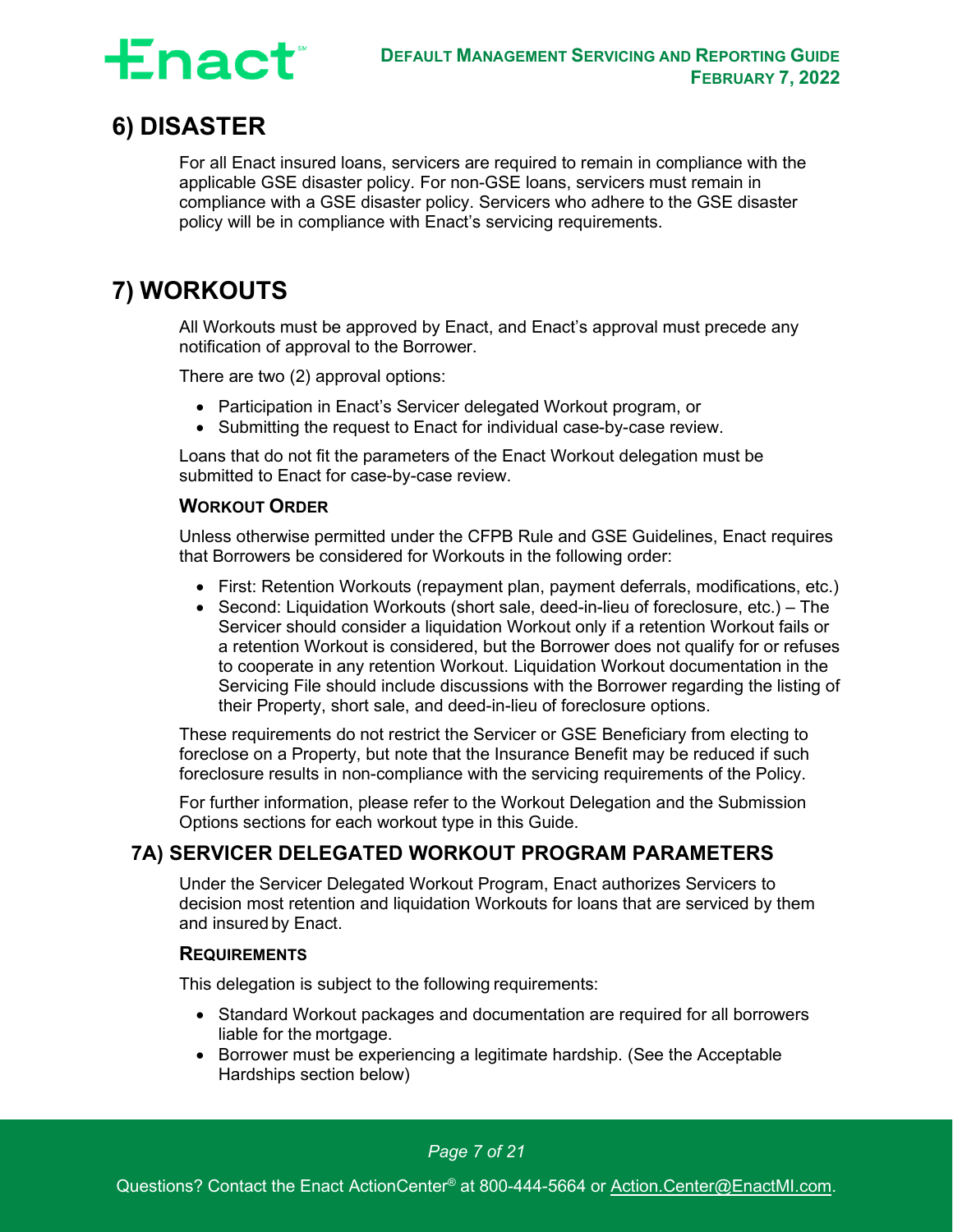# 6) DISASTER

For all Enact insured loans, servicers are required to remain in compliance with the applicable GSE disaster policy. For non-GSE loans, servicers must remain in compliance with a GSE disaster policy. Servicers who adhere to the GSE disaster policy will be in compliance with Enact's servicing requirements.

# 7) WORKOUTS

All Workouts must be approved by Enact, and Enact's approval must precede any notification of approval to the Borrower.

There are two (2) approval options:

- Participation in Enact's Servicer delegated Workout program, or
- Submitting the request to Enact for individual case-by-case review.

Loans that do not fit the parameters of the Enact Workout delegation must be submitted to Enact for case-by-case review.

### WORKOUT ORDER

Unless otherwise permitted under the CFPB Rule and GSE Guidelines, Enact requires that Borrowers be considered for Workouts in the following order:

- First: Retention Workouts (repayment plan, payment deferrals, modifications, etc.)
- Second: Liquidation Workouts (short sale, deed-in-lieu of foreclosure, etc.) – The Servicer should consider a liquidation Workout only if a retention Workout fails or a retention Workout is considered, but the Borrower does not qualify for or refuses to cooperate in any retention Workout. Liquidation Workout documentation in the Servicing File should include discussions with the Borrower regarding the listing of their Property, short sale, and deed-in-lieu of foreclosure options.

These requirements do not restrict the Servicer or GSE Beneficiary from electing to foreclose on a Property, but note that the Insurance Benefit may be reduced if such foreclosure results in non-compliance with the servicing requirements of the Policy.

For further information, please refer to the Workout Delegation and the Submission Options sections for each workout type in this Guide.

## 7A) SERVICER DELEGATED WORKOUT PROGRAM PARAMETERS

Under the Servicer Delegated Workout Program, Enact authorizes Servicers to decision most retention and liquidation Workouts for loans that are serviced by them and insured by Enact.

### REQUIREMENTS

This delegation is subject to the following requirements:

- Standard Workout packages and documentation are required for all borrowers liable for the mortgage.
- Borrower must be experiencing a legitimate hardship. (See the Acceptable Hardships section below)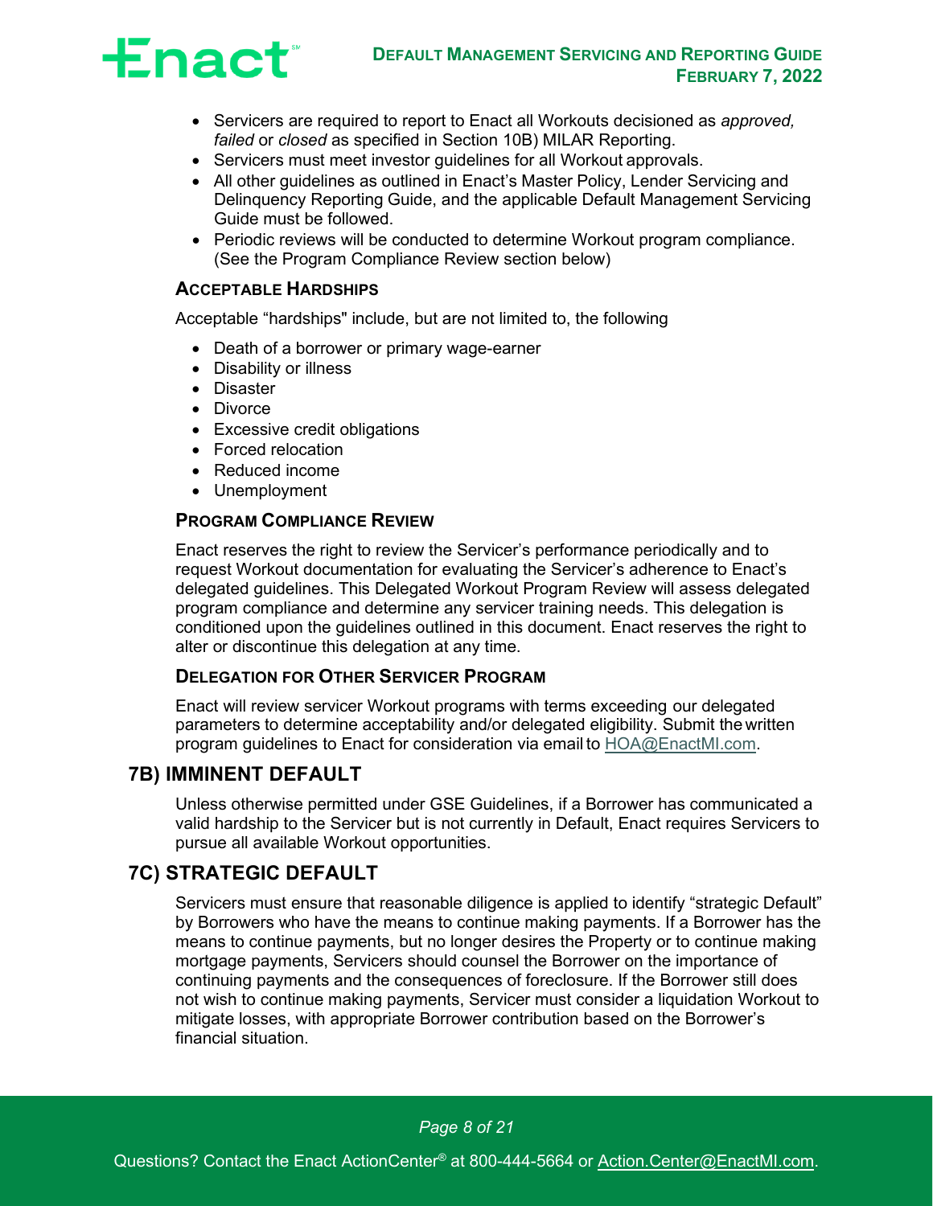- Servicers are required to report to Enact all Workouts decisioned as *approved, failed* or *closed* as specified in Section 10B) MILAR Reporting.
- Servicers must meet investor guidelines for all Workout approvals.
- All other guidelines as outlined in Enact's Master Policy, Lender Servicing and Delinquency Reporting Guide, and the applicable Default Management Servicing Guide must be followed.
- Periodic reviews will be conducted to determine Workout program compliance. (See the Program Compliance Review section below)

#### ACCEPTABLE HARDSHIPS

Acceptable "hardships" include, but are not limited to, the following

- Death of a borrower or primary wage-earner
- Disability or illness
- Disaster
- Divorce
- Excessive credit obligations
- Forced relocation
- Reduced income
- Unemployment

#### PROGRAM COMPLIANCE REVIEW

Enact reserves the right to review the Servicer's performance periodically and to request Workout documentation for evaluating the Servicer's adherence to Enact's delegated guidelines. This Delegated Workout Program Review will assess delegated program compliance and determine any servicer training needs. This delegation is conditioned upon the guidelines outlined in this document. Enact reserves the right to alter or discontinue this delegation at any time.

#### DELEGATION FOR OTHER SERVICER PROGRAM

Enact will review servicer Workout programs with terms exceeding our delegated parameters to determine acceptability and/or delegated eligibility. Submit the written program guidelines to Enact for consideration via email to HOA@EnactMI.com.

## 7B) IMMINENT DEFAULT

Unless otherwise permitted under GSE Guidelines, if a Borrower has communicated a valid hardship to the Servicer but is not currently in Default, Enact requires Servicers to pursue all available Workout opportunities.

## 7C) STRATEGIC DEFAULT

Servicers must ensure that reasonable diligence is applied to identify "strategic Default" by Borrowers who have the means to continue making payments. If a Borrower has the means to continue payments, but no longer desires the Property or to continue making mortgage payments, Servicers should counsel the Borrower on the importance of continuing payments and the consequences of foreclosure. If the Borrower still does not wish to continue making payments, Servicer must consider a liquidation Workout to mitigate losses, with appropriate Borrower contribution based on the Borrower's financial situation.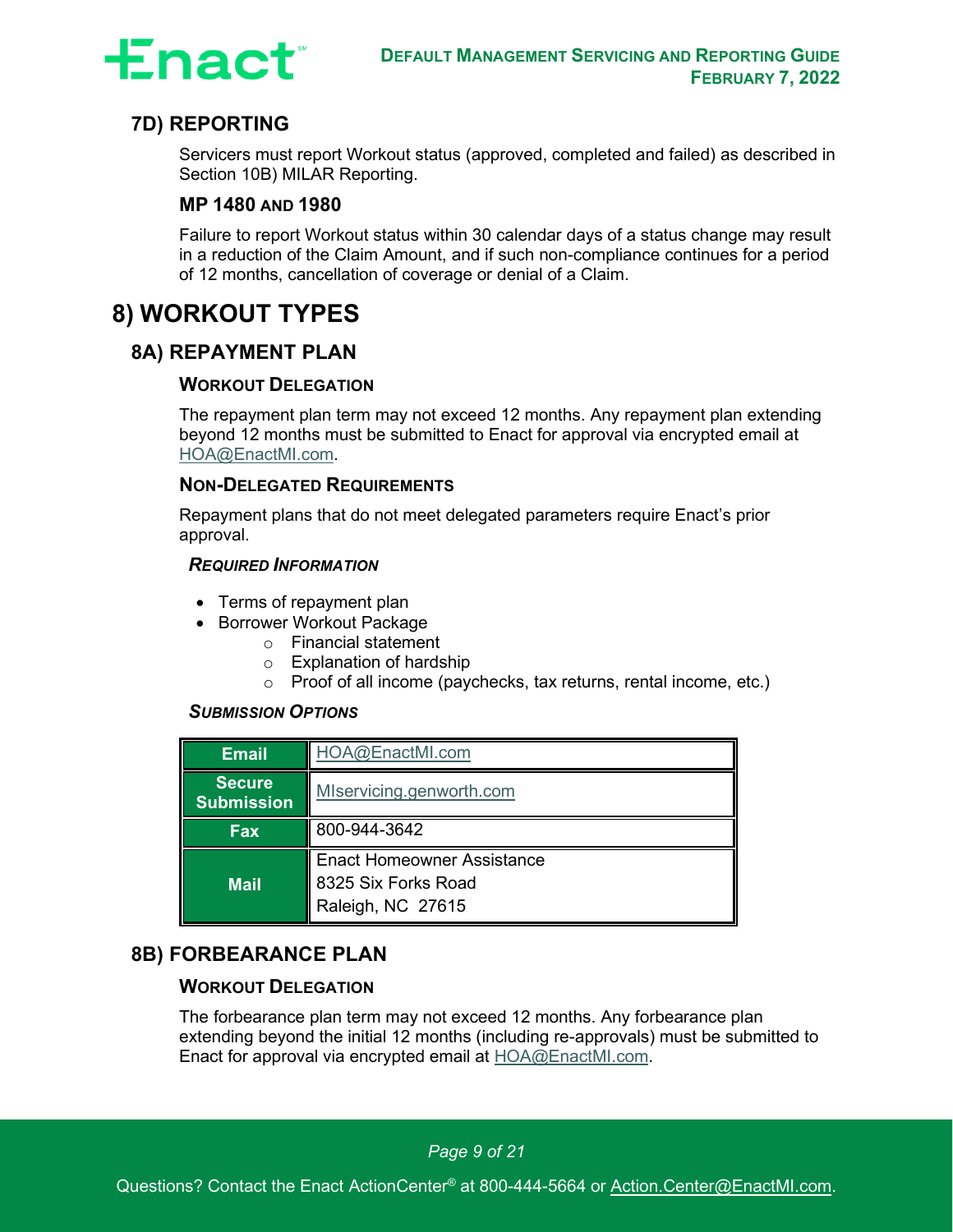### 7D) REPORTING

Servicers must report Workout status (approved, completed and failed) as described in Section 10B) MILAR Reporting.

#### MP 1480 AND 1980

Failure to report Workout status within 30 calendar days of a status change may result in a reduction of the Claim Amount, and if such non-compliance continues for a period of 12 months, cancellation of coverage or denial of a Claim.

## 8) WORKOUT TYPES

### 8A) REPAYMENT PLAN

#### WORKOUT DELEGATION

The repayment plan term may not exceed 12 months. Any repayment plan extending beyond 12 months must be submitted to Enact for approval via encrypted email at HOA@EnactMI.com.

#### NON-DELEGATED REQUIREMENTS

Repayment plans that do not meet delegated parameters require Enact's prior approval.

***REQUIRED INFORMATION***

- Terms of repayment plan
- Borrower Workout Package
  - Financial statement
  - Explanation of hardship
  - Proof of all income (paychecks, tax returns, rental income, etc.)

***SUBMISSION OPTIONS***

| | |
|---|---|
| **Email** | HOA@EnactMI.com |
| **Secure Submission** | MIservicing.genworth.com |
| **Fax** | 800-944-3642 |
| **Mail** | Enact Homeowner Assistance<br>8325 Six Forks Road<br>Raleigh, NC 27615 |

### 8B) FORBEARANCE PLAN

#### WORKOUT DELEGATION

The forbearance plan term may not exceed 12 months. Any forbearance plan extending beyond the initial 12 months (including re-approvals) must be submitted to Enact for approval via encrypted email at HOA@EnactMI.com.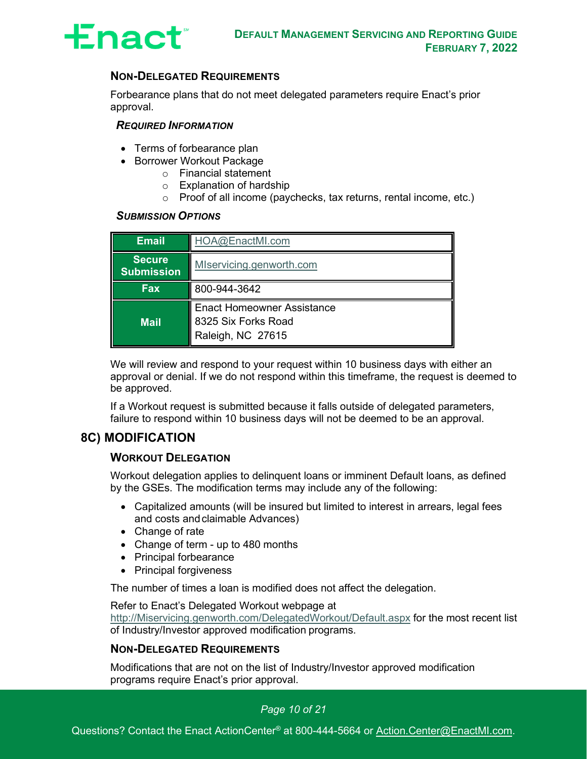### Non-Delegated Requirements

Forbearance plans that do not meet delegated parameters require Enact's prior approval.

#### *Required Information*

- Terms of forbearance plan
- Borrower Workout Package
  - Financial statement
  - Explanation of hardship
  - Proof of all income (paychecks, tax returns, rental income, etc.)

#### *Submission Options*

| | |
|---|---|
| **Email** | HOA@EnactMI.com |
| **Secure Submission** | MIservicing.genworth.com |
| **Fax** | 800-944-3642 |
| **Mail** | Enact Homeowner Assistance<br>8325 Six Forks Road<br>Raleigh, NC 27615 |

We will review and respond to your request within 10 business days with either an approval or denial. If we do not respond within this timeframe, the request is deemed to be approved.

If a Workout request is submitted because it falls outside of delegated parameters, failure to respond within 10 business days will not be deemed to be an approval.

## 8C) MODIFICATION

### Workout Delegation

Workout delegation applies to delinquent loans or imminent Default loans, as defined by the GSEs. The modification terms may include any of the following:

- Capitalized amounts (will be insured but limited to interest in arrears, legal fees and costs and claimable Advances)
- Change of rate
- Change of term - up to 480 months
- Principal forbearance
- Principal forgiveness

The number of times a loan is modified does not affect the delegation.

Refer to Enact's Delegated Workout webpage at http://Miservicing.genworth.com/DelegatedWorkout/Default.aspx for the most recent list of Industry/Investor approved modification programs.

### Non-Delegated Requirements

Modifications that are not on the list of Industry/Investor approved modification programs require Enact's prior approval.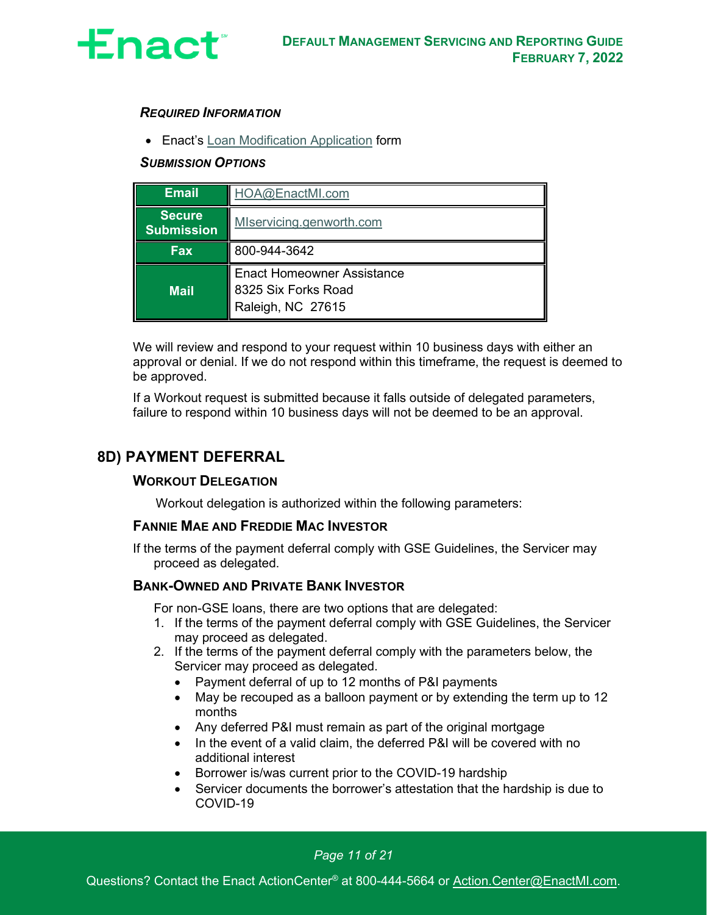#### *Required Information*

- Enact's Loan Modification Application form

#### *Submission Options*

| Email | HOA@EnactMI.com |
|---|---|
| Secure Submission | MIservicing.genworth.com |
| Fax | 800-944-3642 |
| Mail | Enact Homeowner Assistance<br>8325 Six Forks Road<br>Raleigh, NC 27615 |

We will review and respond to your request within 10 business days with either an approval or denial. If we do not respond within this timeframe, the request is deemed to be approved.

If a Workout request is submitted because it falls outside of delegated parameters, failure to respond within 10 business days will not be deemed to be an approval.

## 8D) PAYMENT DEFERRAL

### Workout Delegation

Workout delegation is authorized within the following parameters:

### Fannie Mae and Freddie Mac Investor

If the terms of the payment deferral comply with GSE Guidelines, the Servicer may proceed as delegated.

### Bank-Owned and Private Bank Investor

For non-GSE loans, there are two options that are delegated:

1. If the terms of the payment deferral comply with GSE Guidelines, the Servicer may proceed as delegated.
2. If the terms of the payment deferral comply with the parameters below, the Servicer may proceed as delegated.
   - Payment deferral of up to 12 months of P&I payments
   - May be recouped as a balloon payment or by extending the term up to 12 months
   - Any deferred P&I must remain as part of the original mortgage
   - In the event of a valid claim, the deferred P&I will be covered with no additional interest
   - Borrower is/was current prior to the COVID-19 hardship
   - Servicer documents the borrower's attestation that the hardship is due to COVID-19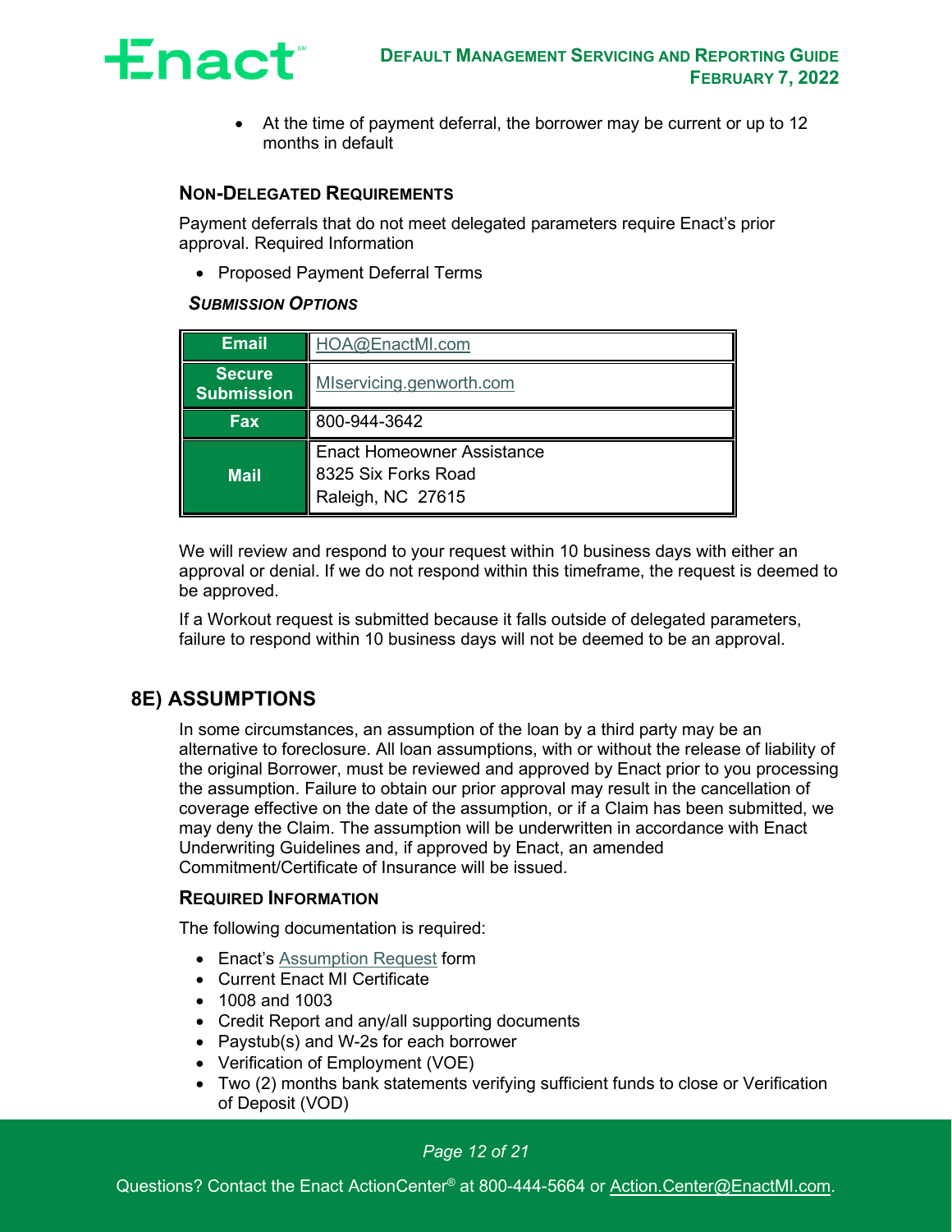- At the time of payment deferral, the borrower may be current or up to 12 months in default

### NON-DELEGATED REQUIREMENTS

Payment deferrals that do not meet delegated parameters require Enact's prior approval. Required Information

- Proposed Payment Deferral Terms

#### *SUBMISSION OPTIONS*

| | |
|---|---|
| **Email** | HOA@EnactMI.com |
| **Secure Submission** | MIservicing.genworth.com |
| **Fax** | 800-944-3642 |
| **Mail** | Enact Homeowner Assistance<br>8325 Six Forks Road<br>Raleigh, NC 27615 |

We will review and respond to your request within 10 business days with either an approval or denial. If we do not respond within this timeframe, the request is deemed to be approved.

If a Workout request is submitted because it falls outside of delegated parameters, failure to respond within 10 business days will not be deemed to be an approval.

## 8E) ASSUMPTIONS

In some circumstances, an assumption of the loan by a third party may be an alternative to foreclosure. All loan assumptions, with or without the release of liability of the original Borrower, must be reviewed and approved by Enact prior to you processing the assumption. Failure to obtain our prior approval may result in the cancellation of coverage effective on the date of the assumption, or if a Claim has been submitted, we may deny the Claim. The assumption will be underwritten in accordance with Enact Underwriting Guidelines and, if approved by Enact, an amended Commitment/Certificate of Insurance will be issued.

### REQUIRED INFORMATION

The following documentation is required:

- Enact's Assumption Request form
- Current Enact MI Certificate
- 1008 and 1003
- Credit Report and any/all supporting documents
- Paystub(s) and W-2s for each borrower
- Verification of Employment (VOE)
- Two (2) months bank statements verifying sufficient funds to close or Verification of Deposit (VOD)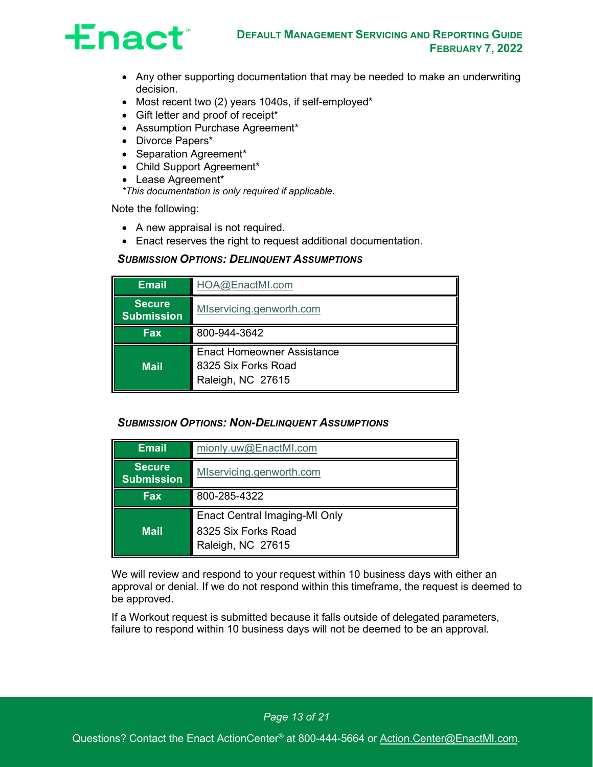- Any other supporting documentation that may be needed to make an underwriting decision.
- Most recent two (2) years 1040s, if self-employed*
- Gift letter and proof of receipt*
- Assumption Purchase Agreement*
- Divorce Papers*
- Separation Agreement*
- Child Support Agreement*
- Lease Agreement*

*\*This documentation is only required if applicable.*

Note the following:

- A new appraisal is not required.
- Enact reserves the right to request additional documentation.

#### *SUBMISSION OPTIONS: DELINQUENT ASSUMPTIONS*

| | |
|---|---|
| **Email** | HOA@EnactMI.com |
| **Secure Submission** | MIservicing.genworth.com |
| **Fax** | 800-944-3642 |
| **Mail** | Enact Homeowner Assistance<br>8325 Six Forks Road<br>Raleigh, NC 27615 |

#### *SUBMISSION OPTIONS: NON-DELINQUENT ASSUMPTIONS*

| | |
|---|---|
| **Email** | mionly.uw@EnactMI.com |
| **Secure Submission** | MIservicing.genworth.com |
| **Fax** | 800-285-4322 |
| **Mail** | Enact Central Imaging-MI Only<br>8325 Six Forks Road<br>Raleigh, NC 27615 |

We will review and respond to your request within 10 business days with either an approval or denial. If we do not respond within this timeframe, the request is deemed to be approved.

If a Workout request is submitted because it falls outside of delegated parameters, failure to respond within 10 business days will not be deemed to be an approval.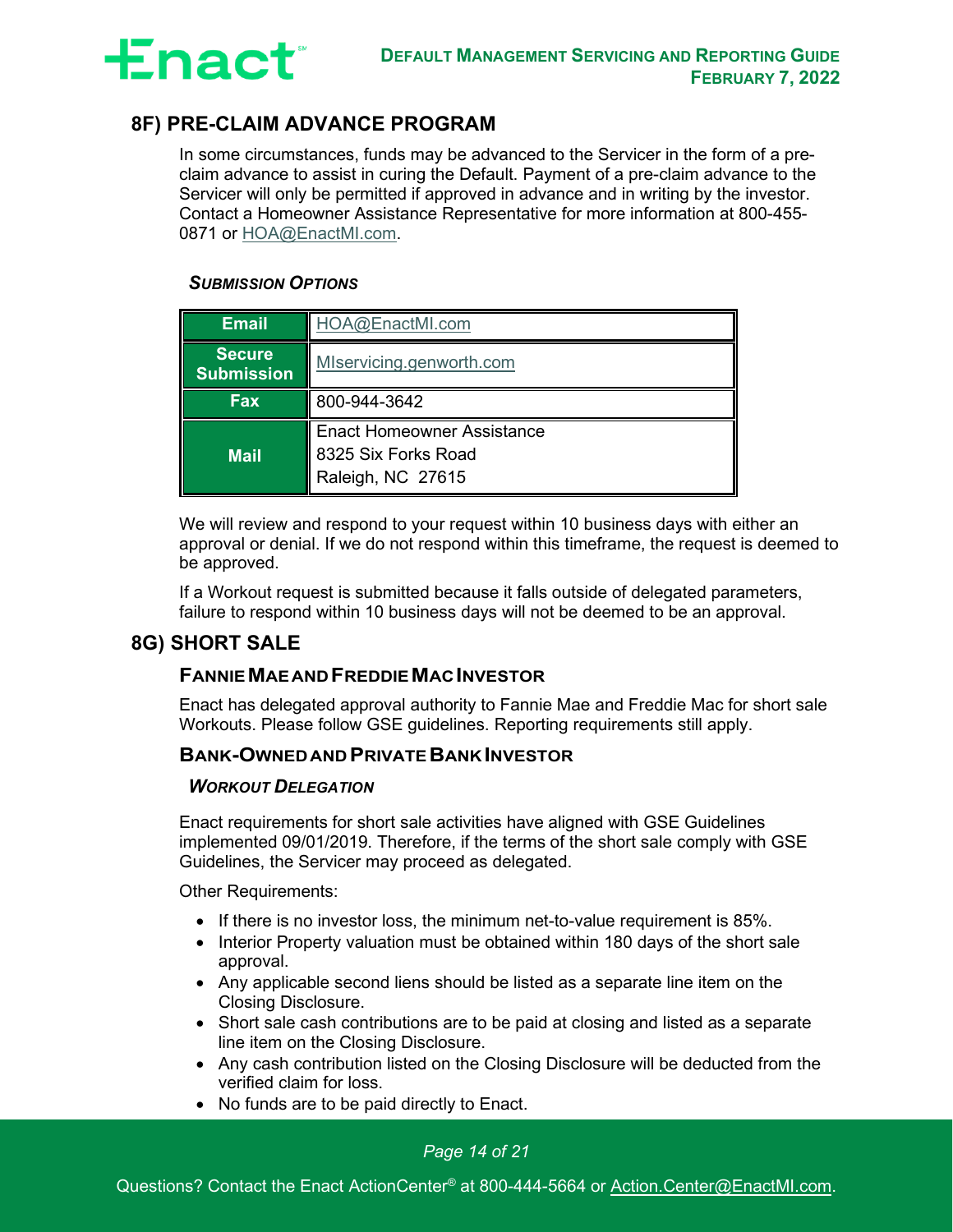## 8F) PRE-CLAIM ADVANCE PROGRAM

In some circumstances, funds may be advanced to the Servicer in the form of a pre-claim advance to assist in curing the Default. Payment of a pre-claim advance to the Servicer will only be permitted if approved in advance and in writing by the investor. Contact a Homeowner Assistance Representative for more information at 800-455-0871 or HOA@EnactMI.com.

#### *SUBMISSION OPTIONS*

| | |
|---|---|
| **Email** | HOA@EnactMI.com |
| **Secure Submission** | MIservicing.genworth.com |
| **Fax** | 800-944-3642 |
| **Mail** | Enact Homeowner Assistance<br>8325 Six Forks Road<br>Raleigh, NC 27615 |

We will review and respond to your request within 10 business days with either an approval or denial. If we do not respond within this timeframe, the request is deemed to be approved.

If a Workout request is submitted because it falls outside of delegated parameters, failure to respond within 10 business days will not be deemed to be an approval.

## 8G) SHORT SALE

### FANNIE MAE AND FREDDIE MAC INVESTOR

Enact has delegated approval authority to Fannie Mae and Freddie Mac for short sale Workouts. Please follow GSE guidelines. Reporting requirements still apply.

### BANK-OWNED AND PRIVATE BANK INVESTOR

#### *WORKOUT DELEGATION*

Enact requirements for short sale activities have aligned with GSE Guidelines implemented 09/01/2019. Therefore, if the terms of the short sale comply with GSE Guidelines, the Servicer may proceed as delegated.

Other Requirements:

- If there is no investor loss, the minimum net-to-value requirement is 85%.
- Interior Property valuation must be obtained within 180 days of the short sale approval.
- Any applicable second liens should be listed as a separate line item on the Closing Disclosure.
- Short sale cash contributions are to be paid at closing and listed as a separate line item on the Closing Disclosure.
- Any cash contribution listed on the Closing Disclosure will be deducted from the verified claim for loss.
- No funds are to be paid directly to Enact.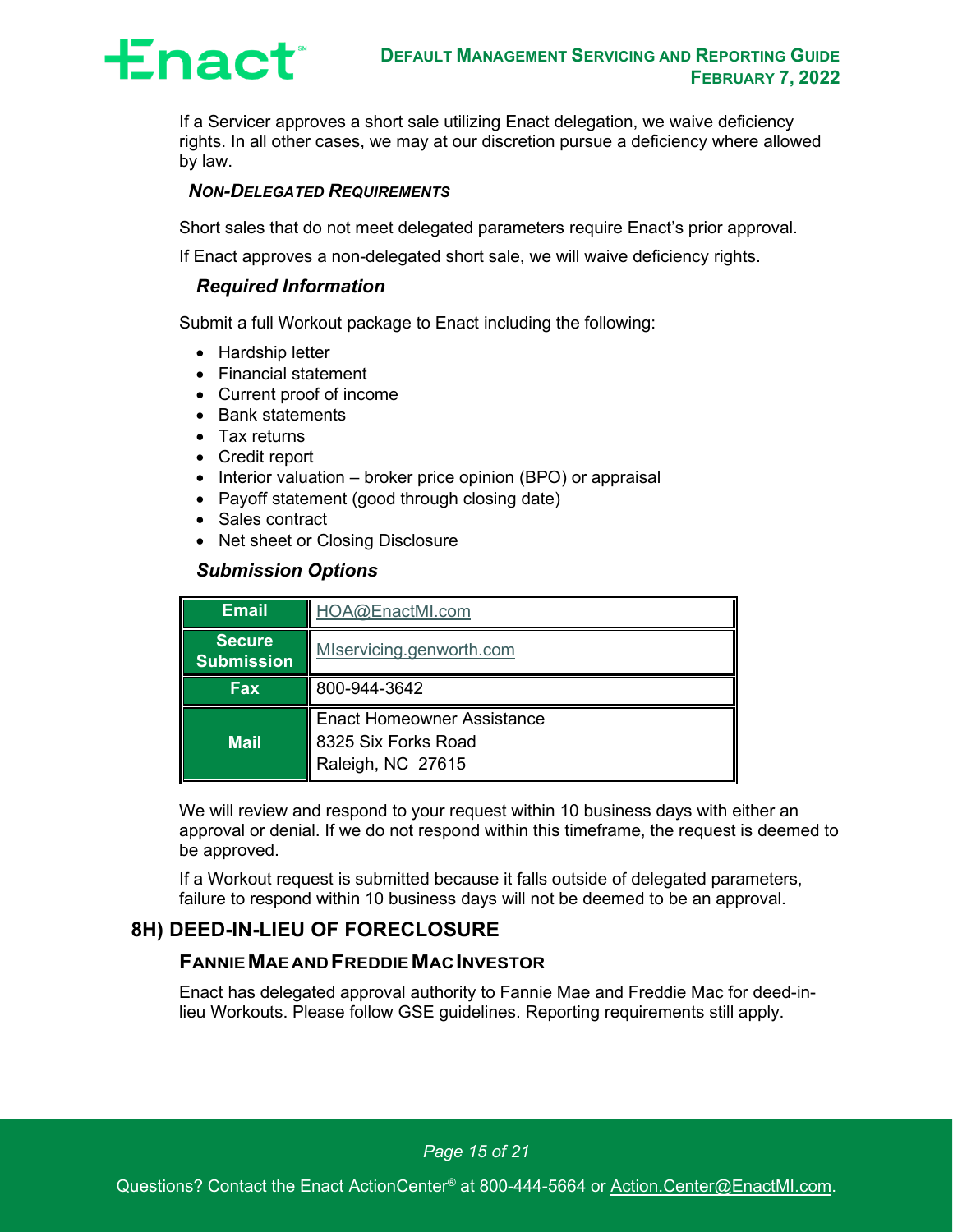If a Servicer approves a short sale utilizing Enact delegation, we waive deficiency rights. In all other cases, we may at our discretion pursue a deficiency where allowed by law.

#### *NON-DELEGATED REQUIREMENTS*

Short sales that do not meet delegated parameters require Enact's prior approval.

If Enact approves a non-delegated short sale, we will waive deficiency rights.

#### *Required Information*

Submit a full Workout package to Enact including the following:

- Hardship letter
- Financial statement
- Current proof of income
- Bank statements
- Tax returns
- Credit report
- Interior valuation – broker price opinion (BPO) or appraisal
- Payoff statement (good through closing date)
- Sales contract
- Net sheet or Closing Disclosure

#### *Submission Options*

| | |
|---|---|
| **Email** | HOA@EnactMI.com |
| **Secure Submission** | MIservicing.genworth.com |
| **Fax** | 800-944-3642 |
| **Mail** | Enact Homeowner Assistance<br>8325 Six Forks Road<br>Raleigh, NC 27615 |

We will review and respond to your request within 10 business days with either an approval or denial. If we do not respond within this timeframe, the request is deemed to be approved.

If a Workout request is submitted because it falls outside of delegated parameters, failure to respond within 10 business days will not be deemed to be an approval.

## 8H) DEED-IN-LIEU OF FORECLOSURE

### FANNIE MAE AND FREDDIE MAC INVESTOR

Enact has delegated approval authority to Fannie Mae and Freddie Mac for deed-in-lieu Workouts. Please follow GSE guidelines. Reporting requirements still apply.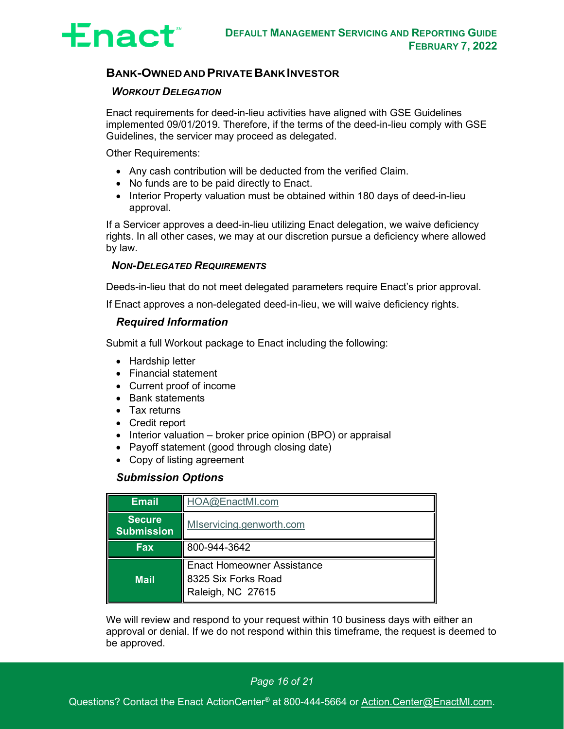## BANK-OWNED AND PRIVATE BANK INVESTOR

### *WORKOUT DELEGATION*

Enact requirements for deed-in-lieu activities have aligned with GSE Guidelines implemented 09/01/2019. Therefore, if the terms of the deed-in-lieu comply with GSE Guidelines, the servicer may proceed as delegated.

Other Requirements:

- Any cash contribution will be deducted from the verified Claim.
- No funds are to be paid directly to Enact.
- Interior Property valuation must be obtained within 180 days of deed-in-lieu approval.

If a Servicer approves a deed-in-lieu utilizing Enact delegation, we waive deficiency rights. In all other cases, we may at our discretion pursue a deficiency where allowed by law.

### *NON-DELEGATED REQUIREMENTS*

Deeds-in-lieu that do not meet delegated parameters require Enact's prior approval.

If Enact approves a non-delegated deed-in-lieu, we will waive deficiency rights.

#### *Required Information*

Submit a full Workout package to Enact including the following:

- Hardship letter
- Financial statement
- Current proof of income
- Bank statements
- Tax returns
- Credit report
- Interior valuation – broker price opinion (BPO) or appraisal
- Payoff statement (good through closing date)
- Copy of listing agreement

#### *Submission Options*

| | |
|---|---|
| **Email** | HOA@EnactMI.com |
| **Secure Submission** | MIservicing.genworth.com |
| **Fax** | 800-944-3642 |
| **Mail** | Enact Homeowner Assistance<br>8325 Six Forks Road<br>Raleigh, NC 27615 |

We will review and respond to your request within 10 business days with either an approval or denial. If we do not respond within this timeframe, the request is deemed to be approved.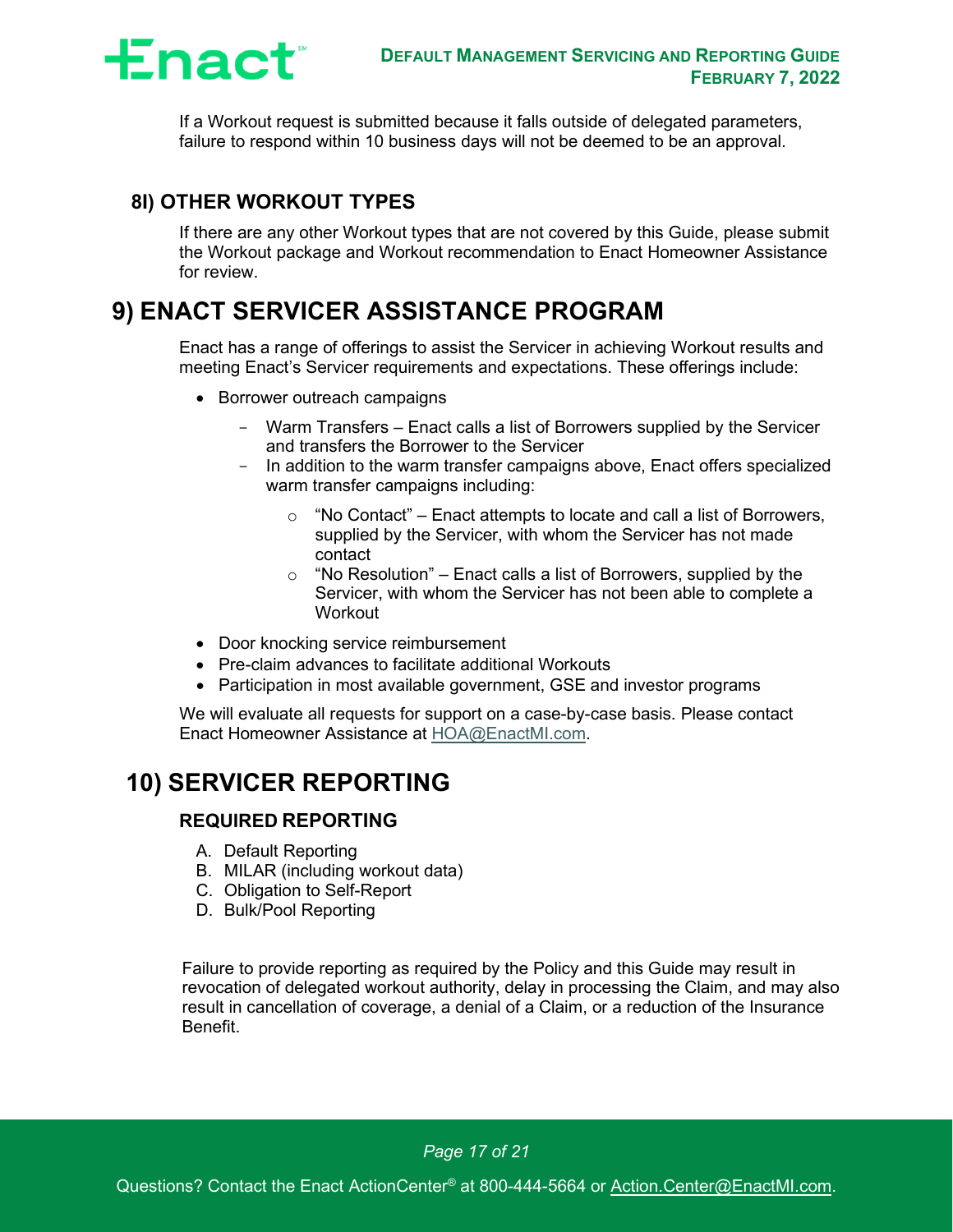If a Workout request is submitted because it falls outside of delegated parameters, failure to respond within 10 business days will not be deemed to be an approval.

### 8I) OTHER WORKOUT TYPES

If there are any other Workout types that are not covered by this Guide, please submit the Workout package and Workout recommendation to Enact Homeowner Assistance for review.

## 9) ENACT SERVICER ASSISTANCE PROGRAM

Enact has a range of offerings to assist the Servicer in achieving Workout results and meeting Enact's Servicer requirements and expectations. These offerings include:

- Borrower outreach campaigns
  - Warm Transfers – Enact calls a list of Borrowers supplied by the Servicer and transfers the Borrower to the Servicer
  - In addition to the warm transfer campaigns above, Enact offers specialized warm transfer campaigns including:
    - "No Contact" – Enact attempts to locate and call a list of Borrowers, supplied by the Servicer, with whom the Servicer has not made contact
    - "No Resolution" – Enact calls a list of Borrowers, supplied by the Servicer, with whom the Servicer has not been able to complete a Workout
- Door knocking service reimbursement
- Pre-claim advances to facilitate additional Workouts
- Participation in most available government, GSE and investor programs

We will evaluate all requests for support on a case-by-case basis. Please contact Enact Homeowner Assistance at HOA@EnactMI.com.

## 10) SERVICER REPORTING

### REQUIRED REPORTING

A. Default Reporting
B. MILAR (including workout data)
C. Obligation to Self-Report
D. Bulk/Pool Reporting

Failure to provide reporting as required by the Policy and this Guide may result in revocation of delegated workout authority, delay in processing the Claim, and may also result in cancellation of coverage, a denial of a Claim, or a reduction of the Insurance Benefit.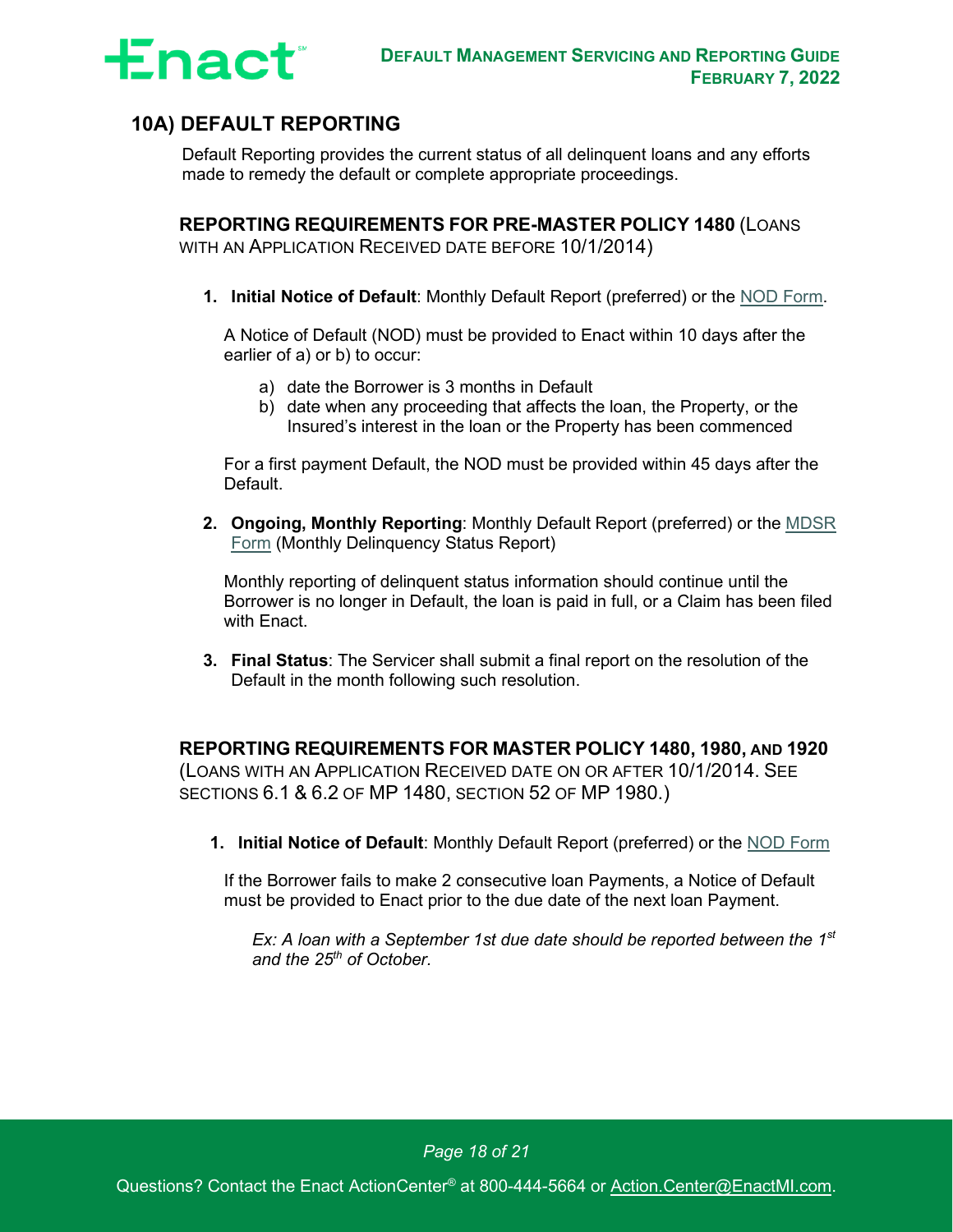## 10A) DEFAULT REPORTING

Default Reporting provides the current status of all delinquent loans and any efforts made to remedy the default or complete appropriate proceedings.

### REPORTING REQUIREMENTS FOR PRE-MASTER POLICY 1480 (LOANS WITH AN APPLICATION RECEIVED DATE BEFORE 10/1/2014)

1. **Initial Notice of Default**: Monthly Default Report (preferred) or the NOD Form.

   A Notice of Default (NOD) must be provided to Enact within 10 days after the earlier of a) or b) to occur:

   a) date the Borrower is 3 months in Default
   b) date when any proceeding that affects the loan, the Property, or the Insured's interest in the loan or the Property has been commenced

   For a first payment Default, the NOD must be provided within 45 days after the Default.

2. **Ongoing, Monthly Reporting**: Monthly Default Report (preferred) or the MDSR Form (Monthly Delinquency Status Report)

   Monthly reporting of delinquent status information should continue until the Borrower is no longer in Default, the loan is paid in full, or a Claim has been filed with Enact.

3. **Final Status**: The Servicer shall submit a final report on the resolution of the Default in the month following such resolution.

### REPORTING REQUIREMENTS FOR MASTER POLICY 1480, 1980, AND 1920 (LOANS WITH AN APPLICATION RECEIVED DATE ON OR AFTER 10/1/2014. SEE SECTIONS 6.1 & 6.2 OF MP 1480, SECTION 52 OF MP 1980.)

1. **Initial Notice of Default**: Monthly Default Report (preferred) or the NOD Form

   If the Borrower fails to make 2 consecutive loan Payments, a Notice of Default must be provided to Enact prior to the due date of the next loan Payment.

   *Ex: A loan with a September 1st due date should be reported between the 1st and the 25th of October.*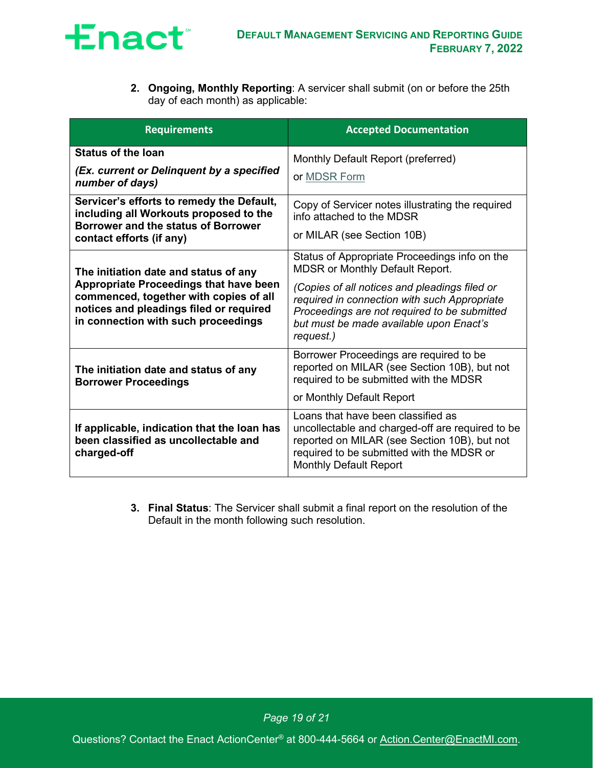2. **Ongoing, Monthly Reporting**: A servicer shall submit (on or before the 25th day of each month) as applicable:

| Requirements | Accepted Documentation |
|---|---|
| **Status of the loan**<br>***(Ex. current or Delinquent by a specified number of days)*** | Monthly Default Report (preferred)<br>or MDSR Form |
| **Servicer's efforts to remedy the Default, including all Workouts proposed to the Borrower and the status of Borrower contact efforts (if any)** | Copy of Servicer notes illustrating the required info attached to the MDSR<br>or MILAR (see Section 10B) |
| **The initiation date and status of any Appropriate Proceedings that have been commenced, together with copies of all notices and pleadings filed or required in connection with such proceedings** | Status of Appropriate Proceedings info on the MDSR or Monthly Default Report.<br>*(Copies of all notices and pleadings filed or required in connection with such Appropriate Proceedings are not required to be submitted but must be made available upon Enact's request.)* |
| **The initiation date and status of any Borrower Proceedings** | Borrower Proceedings are required to be reported on MILAR (see Section 10B), but not required to be submitted with the MDSR<br>or Monthly Default Report |
| **If applicable, indication that the loan has been classified as uncollectable and charged-off** | Loans that have been classified as uncollectable and charged-off are required to be reported on MILAR (see Section 10B), but not required to be submitted with the MDSR or Monthly Default Report |

3. **Final Status**: The Servicer shall submit a final report on the resolution of the Default in the month following such resolution.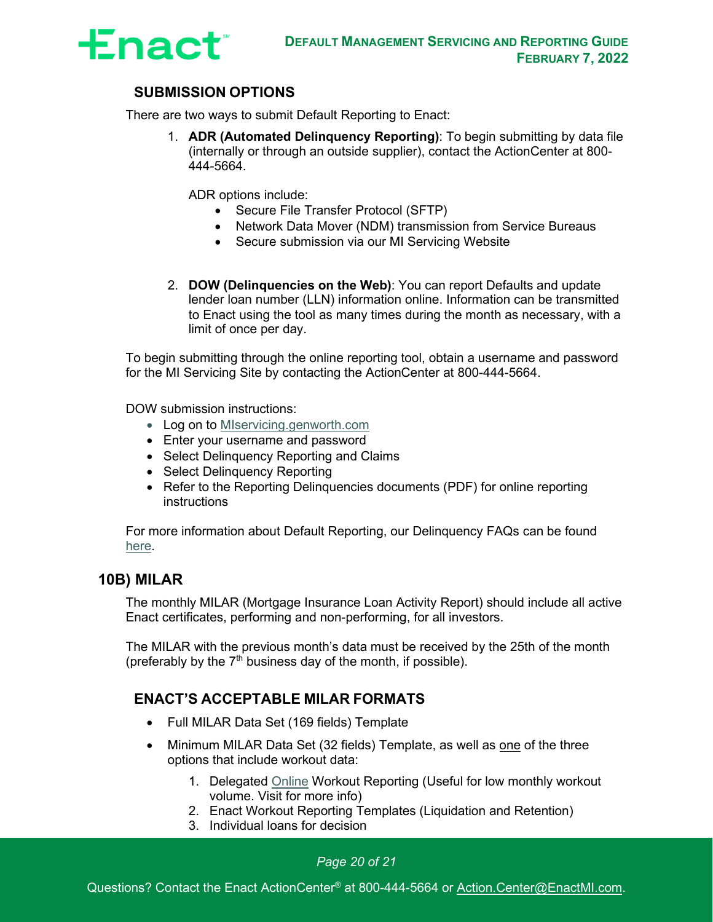### SUBMISSION OPTIONS

There are two ways to submit Default Reporting to Enact:

1. **ADR (Automated Delinquency Reporting)**: To begin submitting by data file (internally or through an outside supplier), contact the ActionCenter at 800-444-5664.

   ADR options include:
   - Secure File Transfer Protocol (SFTP)
   - Network Data Mover (NDM) transmission from Service Bureaus
   - Secure submission via our MI Servicing Website

2. **DOW (Delinquencies on the Web)**: You can report Defaults and update lender loan number (LLN) information online. Information can be transmitted to Enact using the tool as many times during the month as necessary, with a limit of once per day.

To begin submitting through the online reporting tool, obtain a username and password for the MI Servicing Site by contacting the ActionCenter at 800-444-5664.

DOW submission instructions:

- Log on to MIservicing.genworth.com
- Enter your username and password
- Select Delinquency Reporting and Claims
- Select Delinquency Reporting
- Refer to the Reporting Delinquencies documents (PDF) for online reporting instructions

For more information about Default Reporting, our Delinquency FAQs can be found here.

## 10B) MILAR

The monthly MILAR (Mortgage Insurance Loan Activity Report) should include all active Enact certificates, performing and non-performing, for all investors.

The MILAR with the previous month's data must be received by the 25th of the month (preferably by the 7th business day of the month, if possible).

### ENACT'S ACCEPTABLE MILAR FORMATS

- Full MILAR Data Set (169 fields) Template
- Minimum MILAR Data Set (32 fields) Template, as well as one of the three options that include workout data:
  1. Delegated Online Workout Reporting (Useful for low monthly workout volume. Visit for more info)
  2. Enact Workout Reporting Templates (Liquidation and Retention)
  3. Individual loans for decision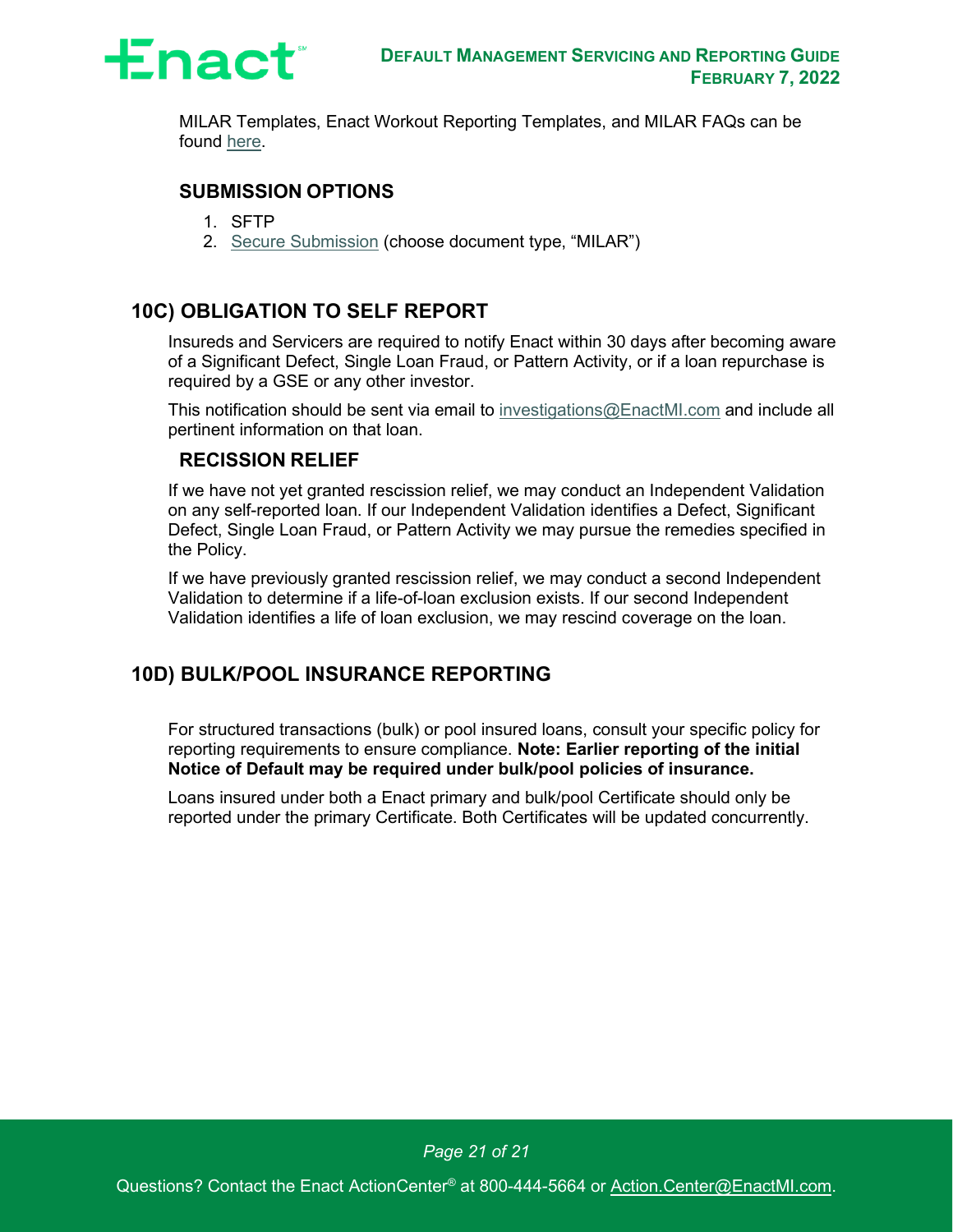MILAR Templates, Enact Workout Reporting Templates, and MILAR FAQs can be found here.

### SUBMISSION OPTIONS

1. SFTP
2. Secure Submission (choose document type, "MILAR")

## 10C) OBLIGATION TO SELF REPORT

Insureds and Servicers are required to notify Enact within 30 days after becoming aware of a Significant Defect, Single Loan Fraud, or Pattern Activity, or if a loan repurchase is required by a GSE or any other investor.

This notification should be sent via email to investigations@EnactMI.com and include all pertinent information on that loan.

### RECISSION RELIEF

If we have not yet granted rescission relief, we may conduct an Independent Validation on any self-reported loan. If our Independent Validation identifies a Defect, Significant Defect, Single Loan Fraud, or Pattern Activity we may pursue the remedies specified in the Policy.

If we have previously granted rescission relief, we may conduct a second Independent Validation to determine if a life-of-loan exclusion exists. If our second Independent Validation identifies a life of loan exclusion, we may rescind coverage on the loan.

## 10D) BULK/POOL INSURANCE REPORTING

For structured transactions (bulk) or pool insured loans, consult your specific policy for reporting requirements to ensure compliance. **Note: Earlier reporting of the initial Notice of Default may be required under bulk/pool policies of insurance.**

Loans insured under both a Enact primary and bulk/pool Certificate should only be reported under the primary Certificate. Both Certificates will be updated concurrently.